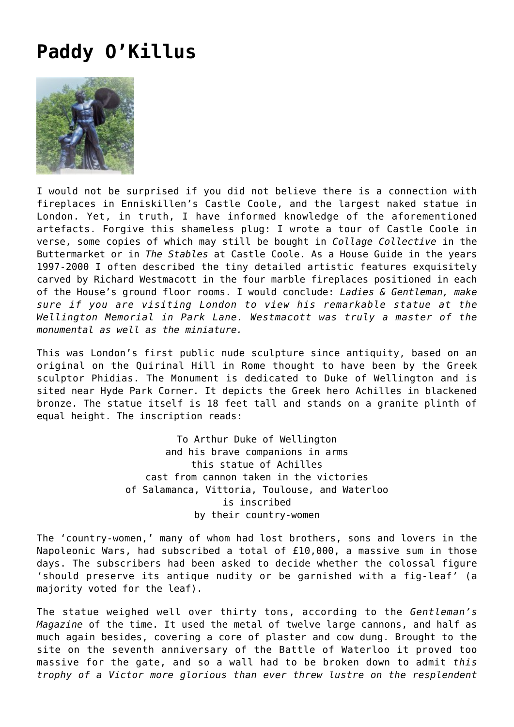# Paddy O'Killus

I would not be surprised if you did not believe there is a connection with fireplaces in Enniskillen's Castle Coole, and the largest naked statue in London. Yet, in truth, I have informed knowledge of the aforementioned artefacts. Forgive this shameless plug: I wrote a tour of Castle Coole in verse, some copies of which may still be bought in *Collage Collective* in the Buttermarket or in *The Stables* at Castle Coole. As a House Guide in the years 1997-2000 I often described the tiny detailed artistic features exquisitely carved by Richard Westmacott in the four marble fireplaces positioned in each of the House's ground floor rooms. I would conclude: *Ladies & Gentleman, make sure if you are visiting London to view his remarkable statue at the Wellington Memorial in Park Lane. Westmacott was truly a master of the monumental as well as the miniature.*

This was London's first public nude sculpture since antiquity, based on an original on the Quirinal Hill in Rome thought to have been by the Greek sculptor Phidias. The Monument is dedicated to Duke of Wellington and is sited near Hyde Park Corner. It depicts the Greek hero Achilles in blackened bronze. The statue itself is 18 feet tall and stands on a granite plinth of equal height. The inscription reads:

To Arthur Duke of Wellington  
and his brave companions in arms  
this statue of Achilles  
cast from cannon taken in the victories  
of Salamanca, Vittoria, Toulouse, and Waterloo  
is inscribed  
by their country-women

The 'country-women,' many of whom had lost brothers, sons and lovers in the Napoleonic Wars, had subscribed a total of £10,000, a massive sum in those days. The subscribers had been asked to decide whether the colossal figure 'should preserve its antique nudity or be garnished with a fig-leaf' (a majority voted for the leaf).

The statue weighed well over thirty tons, according to the *Gentleman's Magazine* of the time. It used the metal of twelve large cannons, and half as much again besides, covering a core of plaster and cow dung. Brought to the site on the seventh anniversary of the Battle of Waterloo it proved too massive for the gate, and so a wall had to be broken down to admit *this trophy of a Victor more glorious than ever threw lustre on the resplendent*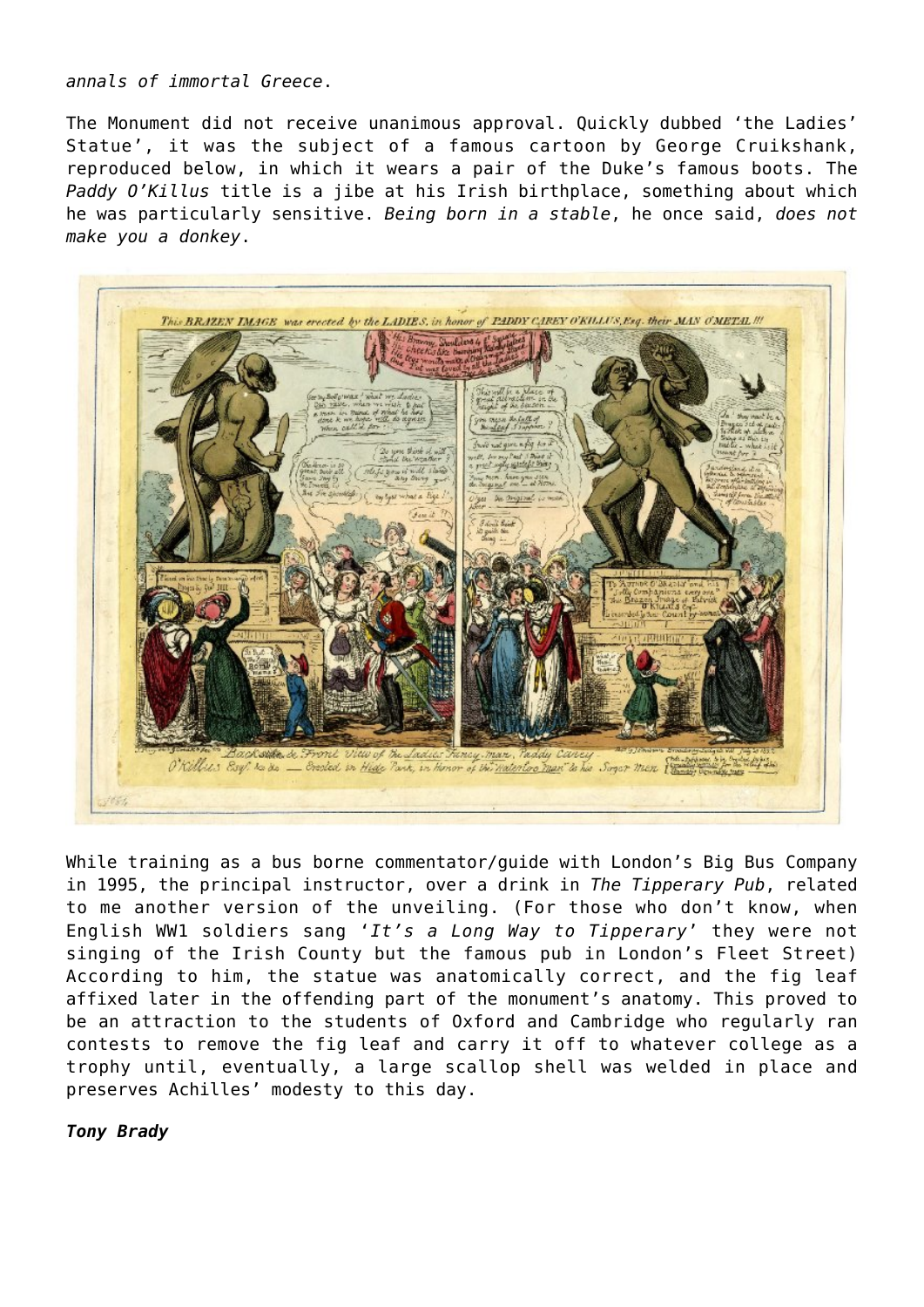*annals of immortal Greece.*

The Monument did not receive unanimous approval. Quickly dubbed 'the Ladies' Statue', it was the subject of a famous cartoon by George Cruikshank, reproduced below, in which it wears a pair of the Duke's famous boots. The *Paddy O'Killus* title is a jibe at his Irish birthplace, something about which he was particularly sensitive. *Being born in a stable*, he once said, *does not make you a donkey*.

While training as a bus borne commentator/guide with London's Big Bus Company in 1995, the principal instructor, over a drink in *The Tipperary Pub*, related to me another version of the unveiling. (For those who don't know, when English WW1 soldiers sang '*It's a Long Way to Tipperary*' they were not singing of the Irish County but the famous pub in London's Fleet Street) According to him, the statue was anatomically correct, and the fig leaf affixed later in the offending part of the monument's anatomy. This proved to be an attraction to the students of Oxford and Cambridge who regularly ran contests to remove the fig leaf and carry it off to whatever college as a trophy until, eventually, a large scallop shell was welded in place and preserves Achilles' modesty to this day.

***Tony Brady***